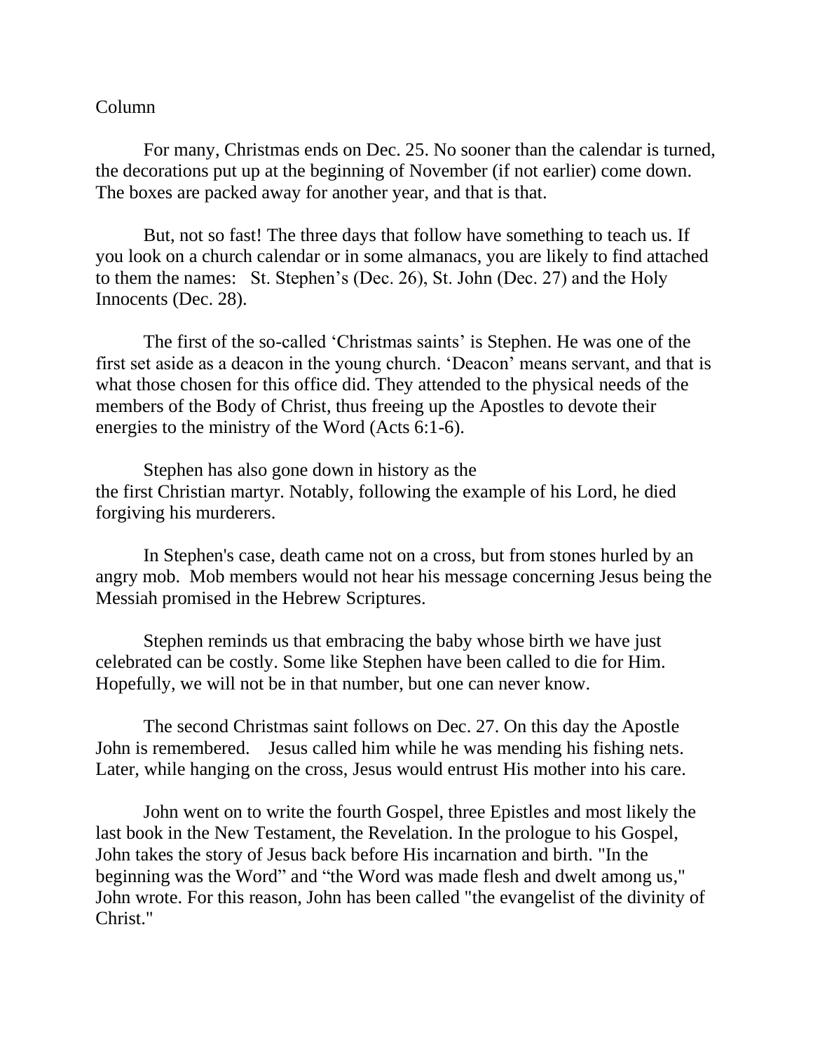Column

For many, Christmas ends on Dec. 25. No sooner than the calendar is turned, the decorations put up at the beginning of November (if not earlier) come down. The boxes are packed away for another year, and that is that.

But, not so fast! The three days that follow have something to teach us. If you look on a church calendar or in some almanacs, you are likely to find attached to them the names: St. Stephen's (Dec. 26), St. John (Dec. 27) and the Holy Innocents (Dec. 28).

The first of the so-called 'Christmas saints' is Stephen. He was one of the first set aside as a deacon in the young church. 'Deacon' means servant, and that is what those chosen for this office did. They attended to the physical needs of the members of the Body of Christ, thus freeing up the Apostles to devote their energies to the ministry of the Word (Acts 6:1-6).

Stephen has also gone down in history as the the first Christian martyr. Notably, following the example of his Lord, he died forgiving his murderers.

In Stephen's case, death came not on a cross, but from stones hurled by an angry mob. Mob members would not hear his message concerning Jesus being the Messiah promised in the Hebrew Scriptures.

Stephen reminds us that embracing the baby whose birth we have just celebrated can be costly. Some like Stephen have been called to die for Him. Hopefully, we will not be in that number, but one can never know.

The second Christmas saint follows on Dec. 27. On this day the Apostle John is remembered. Jesus called him while he was mending his fishing nets. Later, while hanging on the cross, Jesus would entrust His mother into his care.

John went on to write the fourth Gospel, three Epistles and most likely the last book in the New Testament, the Revelation. In the prologue to his Gospel, John takes the story of Jesus back before His incarnation and birth. "In the beginning was the Word" and "the Word was made flesh and dwelt among us," John wrote. For this reason, John has been called "the evangelist of the divinity of Christ."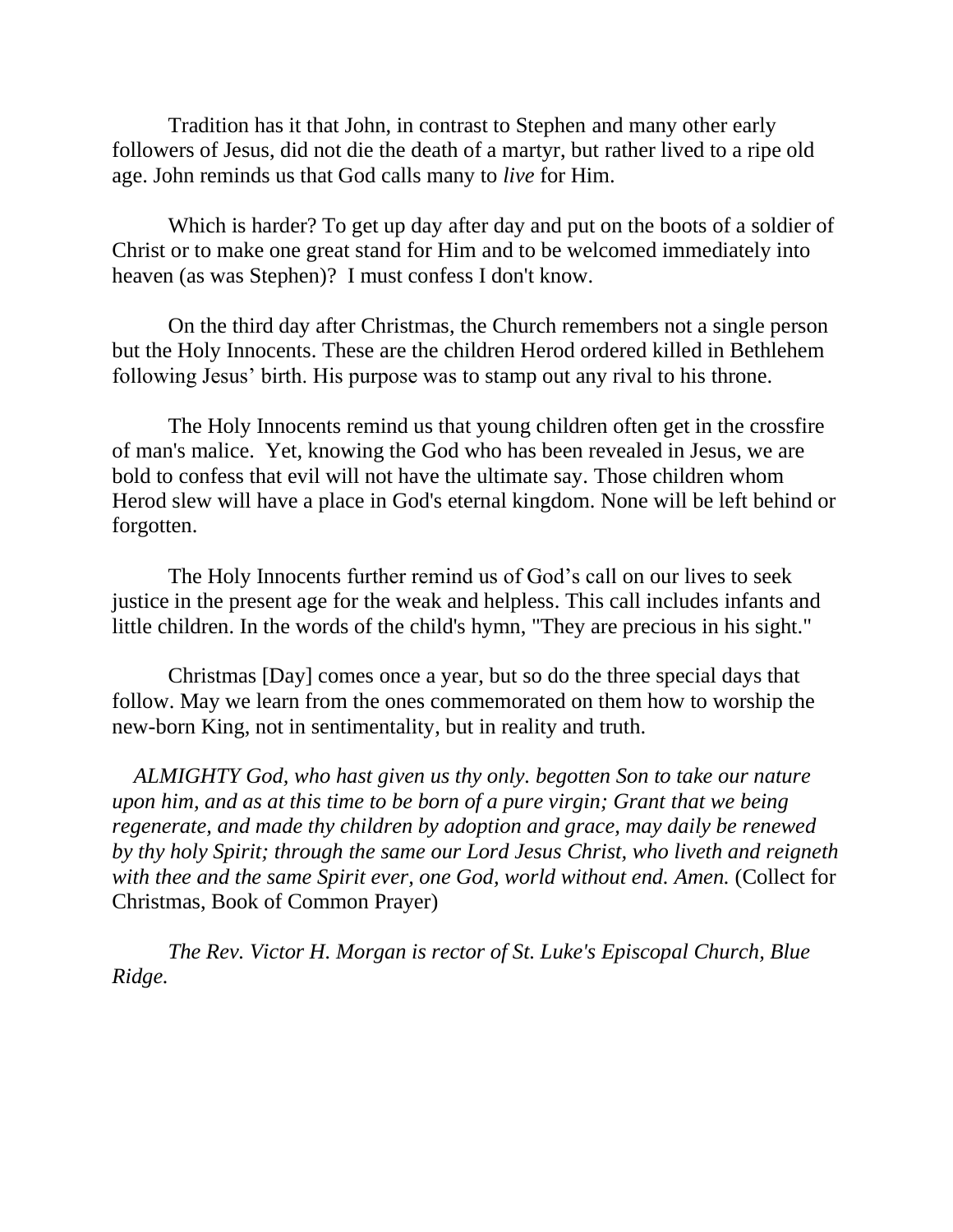Tradition has it that John, in contrast to Stephen and many other early followers of Jesus, did not die the death of a martyr, but rather lived to a ripe old age. John reminds us that God calls many to *live* for Him.

Which is harder? To get up day after day and put on the boots of a soldier of Christ or to make one great stand for Him and to be welcomed immediately into heaven (as was Stephen)? I must confess I don't know.

On the third day after Christmas, the Church remembers not a single person but the Holy Innocents. These are the children Herod ordered killed in Bethlehem following Jesus' birth. His purpose was to stamp out any rival to his throne.

The Holy Innocents remind us that young children often get in the crossfire of man's malice. Yet, knowing the God who has been revealed in Jesus, we are bold to confess that evil will not have the ultimate say. Those children whom Herod slew will have a place in God's eternal kingdom. None will be left behind or forgotten.

The Holy Innocents further remind us of God's call on our lives to seek justice in the present age for the weak and helpless. This call includes infants and little children. In the words of the child's hymn, "They are precious in his sight."

Christmas [Day] comes once a year, but so do the three special days that follow. May we learn from the ones commemorated on them how to worship the new-born King, not in sentimentality, but in reality and truth.

*ALMIGHTY God, who hast given us thy only. begotten Son to take our nature upon him, and as at this time to be born of a pure virgin; Grant that we being regenerate, and made thy children by adoption and grace, may daily be renewed by thy holy Spirit; through the same our Lord Jesus Christ, who liveth and reigneth with thee and the same Spirit ever, one God, world without end. Amen.* (Collect for Christmas, Book of Common Prayer)

*The Rev. Victor H. Morgan is rector of St. Luke's Episcopal Church, Blue Ridge.*